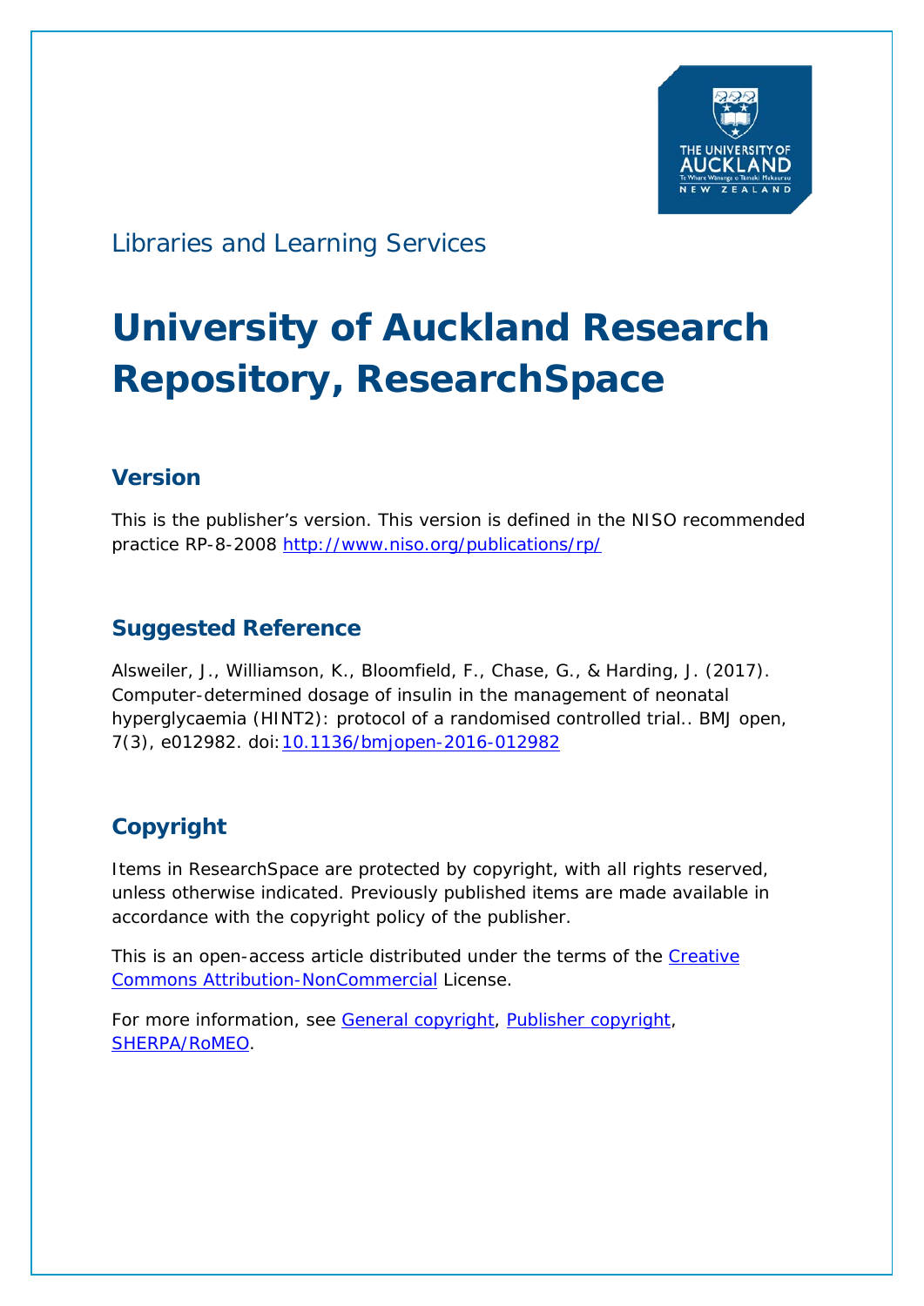THE UNIVERSITY OF AUCKLAND
Te Whare Wānanga o Tāmaki Makaurau
NEW ZEALAND

Libraries and Learning Services

# University of Auckland Research Repository, ResearchSpace

## Version

This is the publisher's version. This version is defined in the NISO recommended practice RP-8-2008 http://www.niso.org/publications/rp/

## Suggested Reference

Alsweiler, J., Williamson, K., Bloomfield, F., Chase, G., & Harding, J. (2017). Computer-determined dosage of insulin in the management of neonatal hyperglycaemia (HINT2): protocol of a randomised controlled trial.. BMJ open, 7(3), e012982. doi:10.1136/bmjopen-2016-012982

## Copyright

Items in ResearchSpace are protected by copyright, with all rights reserved, unless otherwise indicated. Previously published items are made available in accordance with the copyright policy of the publisher.

This is an open-access article distributed under the terms of the Creative Commons Attribution-NonCommercial License.

For more information, see General copyright, Publisher copyright, SHERPA/RoMEO.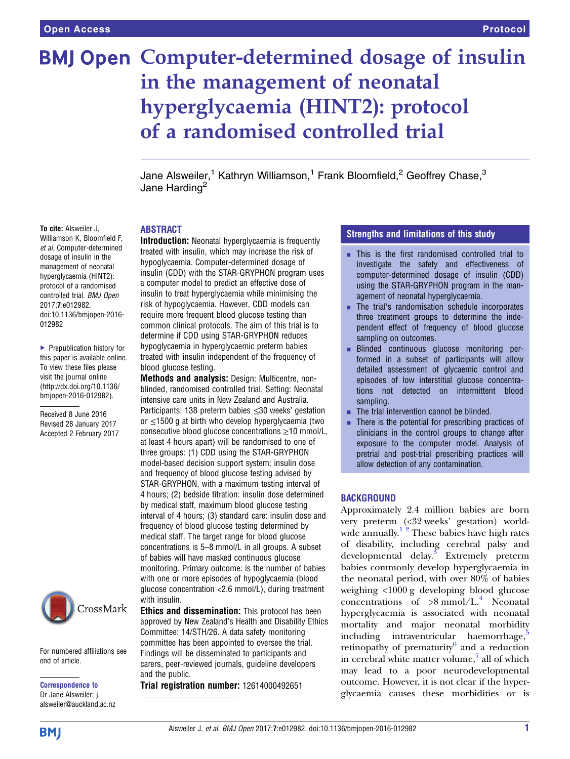# Computer-determined dosage of insulin in the management of neonatal hyperglycaemia (HINT2): protocol of a randomised controlled trial

Jane Alsweiler,[1] Kathryn Williamson,[1] Frank Bloomfield,[2] Geoffrey Chase,[3] Jane Harding[2]

**To cite:** Alsweiler J, Williamson K, Bloomfield F, *et al*. Computer-determined dosage of insulin in the management of neonatal hyperglycaemia (HINT2): protocol of a randomised controlled trial. *BMJ Open* 2017;**7**:e012982. doi:10.1136/bmjopen-2016-012982

▸ Prepublication history for this paper is available online. To view these files please visit the journal online (http://dx.doi.org/10.1136/bmjopen-2016-012982).

Received 8 June 2016
Revised 28 January 2017
Accepted 2 February 2017

For numbered affiliations see end of article.

**Correspondence to**
Dr Jane Alsweiler; j.alsweiler@auckland.ac.nz

## ABSTRACT

**Introduction:** Neonatal hyperglycaemia is frequently treated with insulin, which may increase the risk of hypoglycaemia. Computer-determined dosage of insulin (CDD) with the STAR-GRYPHON program uses a computer model to predict an effective dose of insulin to treat hyperglycaemia while minimising the risk of hypoglycaemia. However, CDD models can require more frequent blood glucose testing than common clinical protocols. The aim of this trial is to determine if CDD using STAR-GRYPHON reduces hypoglycaemia in hyperglycaemic preterm babies treated with insulin independent of the frequency of blood glucose testing.

**Methods and analysis:** Design: Multicentre, non-blinded, randomised controlled trial. Setting: Neonatal intensive care units in New Zealand and Australia. Participants: 138 preterm babies ≤30 weeks' gestation or ≤1500 g at birth who develop hyperglycaemia (two consecutive blood glucose concentrations ≥10 mmol/L, at least 4 hours apart) will be randomised to one of three groups: (1) CDD using the STAR-GRYPHON model-based decision support system: insulin dose and frequency of blood glucose testing advised by STAR-GRYPHON, with a maximum testing interval of 4 hours; (2) bedside titration: insulin dose determined by medical staff, maximum blood glucose testing interval of 4 hours; (3) standard care: insulin dose and frequency of blood glucose testing determined by medical staff. The target range for blood glucose concentrations is 5–8 mmol/L in all groups. A subset of babies will have masked continuous glucose monitoring. Primary outcome: is the number of babies with one or more episodes of hypoglycaemia (blood glucose concentration <2.6 mmol/L), during treatment with insulin.

**Ethics and dissemination:** This protocol has been approved by New Zealand's Health and Disability Ethics Committee: 14/STH/26. A data safety monitoring committee has been appointed to oversee the trial. Findings will be disseminated to participants and carers, peer-reviewed journals, guideline developers and the public.

**Trial registration number:** 12614000492651

### Strengths and limitations of this study

- This is the first randomised controlled trial to investigate the safety and effectiveness of computer-determined dosage of insulin (CDD) using the STAR-GRYPHON program in the management of neonatal hyperglycaemia.
- The trial's randomisation schedule incorporates three treatment groups to determine the independent effect of frequency of blood glucose sampling on outcomes.
- Blinded continuous glucose monitoring performed in a subset of participants will allow detailed assessment of glycaemic control and episodes of low interstitial glucose concentrations not detected on intermittent blood sampling.
- The trial intervention cannot be blinded.
- There is the potential for prescribing practices of clinicians in the control groups to change after exposure to the computer model. Analysis of pretrial and post-trial prescribing practices will allow detection of any contamination.

## BACKGROUND

Approximately 2.4 million babies are born very preterm (<32 weeks' gestation) worldwide annually.[1,2] These babies have high rates of disability, including cerebral palsy and developmental delay.[3] Extremely preterm babies commonly develop hyperglycaemia in the neonatal period, with over 80% of babies weighing <1000 g developing blood glucose concentrations of >8 mmol/L.[4] Neonatal hyperglycaemia is associated with neonatal mortality and major neonatal morbidity including intraventricular haemorrhage,[5] retinopathy of prematurity[6] and a reduction in cerebral white matter volume,[7] all of which may lead to a poor neurodevelopmental outcome. However, it is not clear if the hyperglycaemia causes these morbidities or is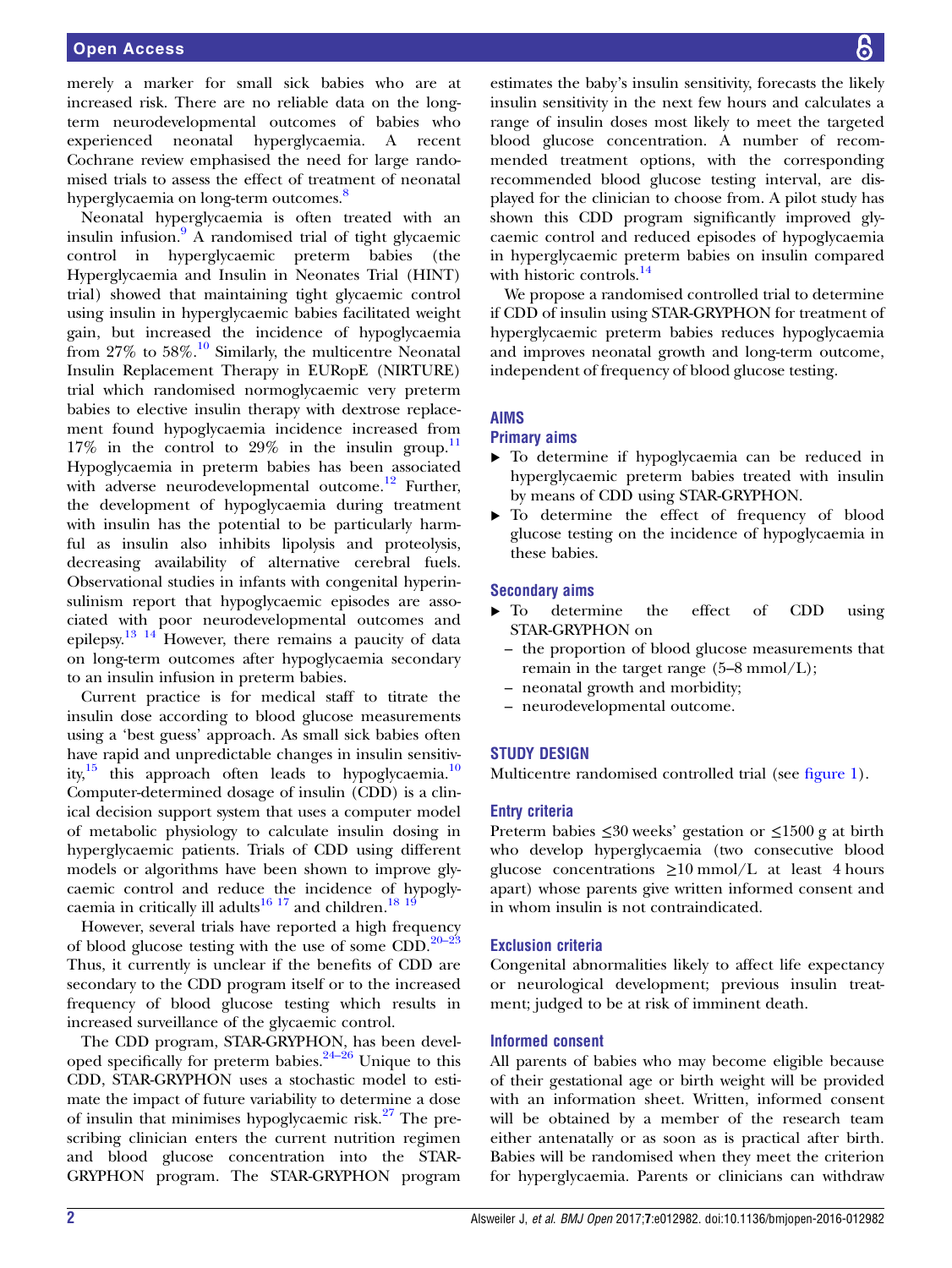merely a marker for small sick babies who are at increased risk. There are no reliable data on the long-term neurodevelopmental outcomes of babies who experienced neonatal hyperglycaemia. A recent Cochrane review emphasised the need for large randomised trials to assess the effect of treatment of neonatal hyperglycaemia on long-term outcomes.[8]

Neonatal hyperglycaemia is often treated with an insulin infusion.[9] A randomised trial of tight glycaemic control in hyperglycaemic preterm babies (the Hyperglycaemia and Insulin in Neonates Trial (HINT) trial) showed that maintaining tight glycaemic control using insulin in hyperglycaemic babies facilitated weight gain, but increased the incidence of hypoglycaemia from 27% to 58%.[10] Similarly, the multicentre Neonatal Insulin Replacement Therapy in EURopE (NIRTURE) trial which randomised normoglycaemic very preterm babies to elective insulin therapy with dextrose replacement found hypoglycaemia incidence increased from 17% in the control to 29% in the insulin group.[11] Hypoglycaemia in preterm babies has been associated with adverse neurodevelopmental outcome.[12] Further, the development of hypoglycaemia during treatment with insulin has the potential to be particularly harmful as insulin also inhibits lipolysis and proteolysis, decreasing availability of alternative cerebral fuels. Observational studies in infants with congenital hyperinsulinism report that hypoglycaemic episodes are associated with poor neurodevelopmental outcomes and epilepsy.[13 14] However, there remains a paucity of data on long-term outcomes after hypoglycaemia secondary to an insulin infusion in preterm babies.

Current practice is for medical staff to titrate the insulin dose according to blood glucose measurements using a 'best guess' approach. As small sick babies often have rapid and unpredictable changes in insulin sensitivity,[15] this approach often leads to hypoglycaemia.[10] Computer-determined dosage of insulin (CDD) is a clinical decision support system that uses a computer model of metabolic physiology to calculate insulin dosing in hyperglycaemic patients. Trials of CDD using different models or algorithms have been shown to improve glycaemic control and reduce the incidence of hypoglycaemia in critically ill adults[16 17] and children.[18 19]

However, several trials have reported a high frequency of blood glucose testing with the use of some CDD.[20–23] Thus, it currently is unclear if the benefits of CDD are secondary to the CDD program itself or to the increased frequency of blood glucose testing which results in increased surveillance of the glycaemic control.

The CDD program, STAR-GRYPHON, has been developed specifically for preterm babies.[24–26] Unique to this CDD, STAR-GRYPHON uses a stochastic model to estimate the impact of future variability to determine a dose of insulin that minimises hypoglycaemic risk.[27] The prescribing clinician enters the current nutrition regimen and blood glucose concentration into the STAR-GRYPHON program. The STAR-GRYPHON program estimates the baby's insulin sensitivity, forecasts the likely insulin sensitivity in the next few hours and calculates a range of insulin doses most likely to meet the targeted blood glucose concentration. A number of recommended treatment options, with the corresponding recommended blood glucose testing interval, are displayed for the clinician to choose from. A pilot study has shown this CDD program significantly improved glycaemic control and reduced episodes of hypoglycaemia in hyperglycaemic preterm babies on insulin compared with historic controls.[14]

We propose a randomised controlled trial to determine if CDD of insulin using STAR-GRYPHON for treatment of hyperglycaemic preterm babies reduces hypoglycaemia and improves neonatal growth and long-term outcome, independent of frequency of blood glucose testing.

## AIMS

### Primary aims

- To determine if hypoglycaemia can be reduced in hyperglycaemic preterm babies treated with insulin by means of CDD using STAR-GRYPHON.
- To determine the effect of frequency of blood glucose testing on the incidence of hypoglycaemia in these babies.

### Secondary aims

- To determine the effect of CDD using STAR-GRYPHON on
  - the proportion of blood glucose measurements that remain in the target range (5–8 mmol/L);
  - neonatal growth and morbidity;
  - neurodevelopmental outcome.

## STUDY DESIGN

Multicentre randomised controlled trial (see figure 1).

### Entry criteria

Preterm babies ≤30 weeks' gestation or ≤1500 g at birth who develop hyperglycaemia (two consecutive blood glucose concentrations ≥10 mmol/L at least 4 hours apart) whose parents give written informed consent and in whom insulin is not contraindicated.

### Exclusion criteria

Congenital abnormalities likely to affect life expectancy or neurological development; previous insulin treatment; judged to be at risk of imminent death.

### Informed consent

All parents of babies who may become eligible because of their gestational age or birth weight will be provided with an information sheet. Written, informed consent will be obtained by a member of the research team either antenatally or as soon as is practical after birth. Babies will be randomised when they meet the criterion for hyperglycaemia. Parents or clinicians can withdraw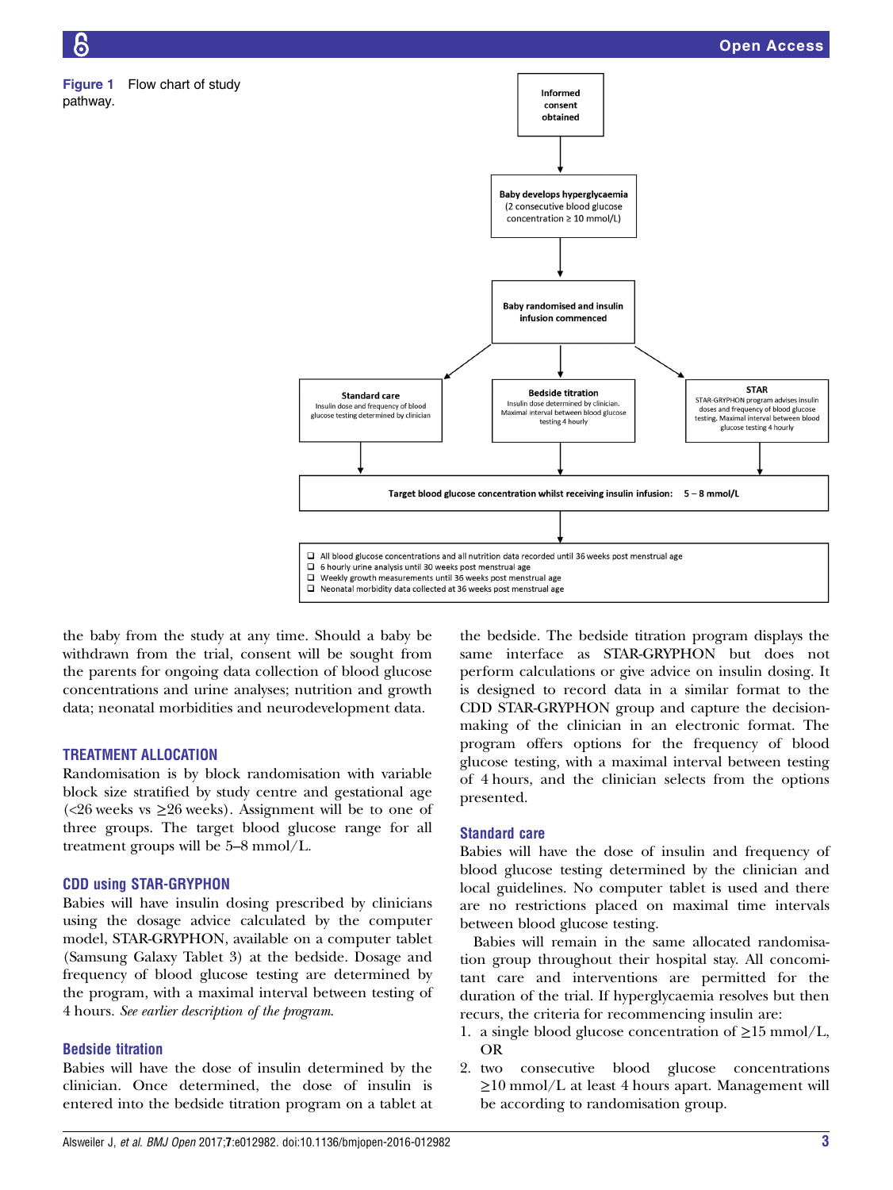Figure 1 Flow chart of study pathway.

Informed consent obtained

Baby develops hyperglycaemia (2 consecutive blood glucose concentration ≥ 10 mmol/L)

Baby randomised and insulin infusion commenced

**Standard care** Insulin dose and frequency of blood glucose testing determined by clinician

**Bedside titration** Insulin dose determined by clinician. Maximal interval between blood glucose testing 4 hourly

**STAR** STAR-GRYPHON program advises insulin doses and frequency of blood glucose testing. Maximal interval between blood glucose testing 4 hourly

Target blood glucose concentration whilst receiving insulin infusion: 5 – 8 mmol/L

- All blood glucose concentrations and all nutrition data recorded until 36 weeks post menstrual age
- 6 hourly urine analysis until 30 weeks post menstrual age
- Weekly growth measurements until 36 weeks post menstrual age
- Neonatal morbidity data collected at 36 weeks post menstrual age

the baby from the study at any time. Should a baby be withdrawn from the trial, consent will be sought from the parents for ongoing data collection of blood glucose concentrations and urine analyses; nutrition and growth data; neonatal morbidities and neurodevelopment data.

## TREATMENT ALLOCATION

Randomisation is by block randomisation with variable block size stratified by study centre and gestational age (<26 weeks vs ≥26 weeks). Assignment will be to one of three groups. The target blood glucose range for all treatment groups will be 5–8 mmol/L.

### CDD using STAR-GRYPHON

Babies will have insulin dosing prescribed by clinicians using the dosage advice calculated by the computer model, STAR-GRYPHON, available on a computer tablet (Samsung Galaxy Tablet 3) at the bedside. Dosage and frequency of blood glucose testing are determined by the program, with a maximal interval between testing of 4 hours. *See earlier description of the program.*

### Bedside titration

Babies will have the dose of insulin determined by the clinician. Once determined, the dose of insulin is entered into the bedside titration program on a tablet at the bedside. The bedside titration program displays the same interface as STAR-GRYPHON but does not perform calculations or give advice on insulin dosing. It is designed to record data in a similar format to the CDD STAR-GRYPHON group and capture the decision-making of the clinician in an electronic format. The program offers options for the frequency of blood glucose testing, with a maximal interval between testing of 4 hours, and the clinician selects from the options presented.

### Standard care

Babies will have the dose of insulin and frequency of blood glucose testing determined by the clinician and local guidelines. No computer tablet is used and there are no restrictions placed on maximal time intervals between blood glucose testing.

Babies will remain in the same allocated randomisation group throughout their hospital stay. All concomitant care and interventions are permitted for the duration of the trial. If hyperglycaemia resolves but then recurs, the criteria for recommencing insulin are:

1. a single blood glucose concentration of ≥15 mmol/L, OR
2. two consecutive blood glucose concentrations ≥10 mmol/L at least 4 hours apart. Management will be according to randomisation group.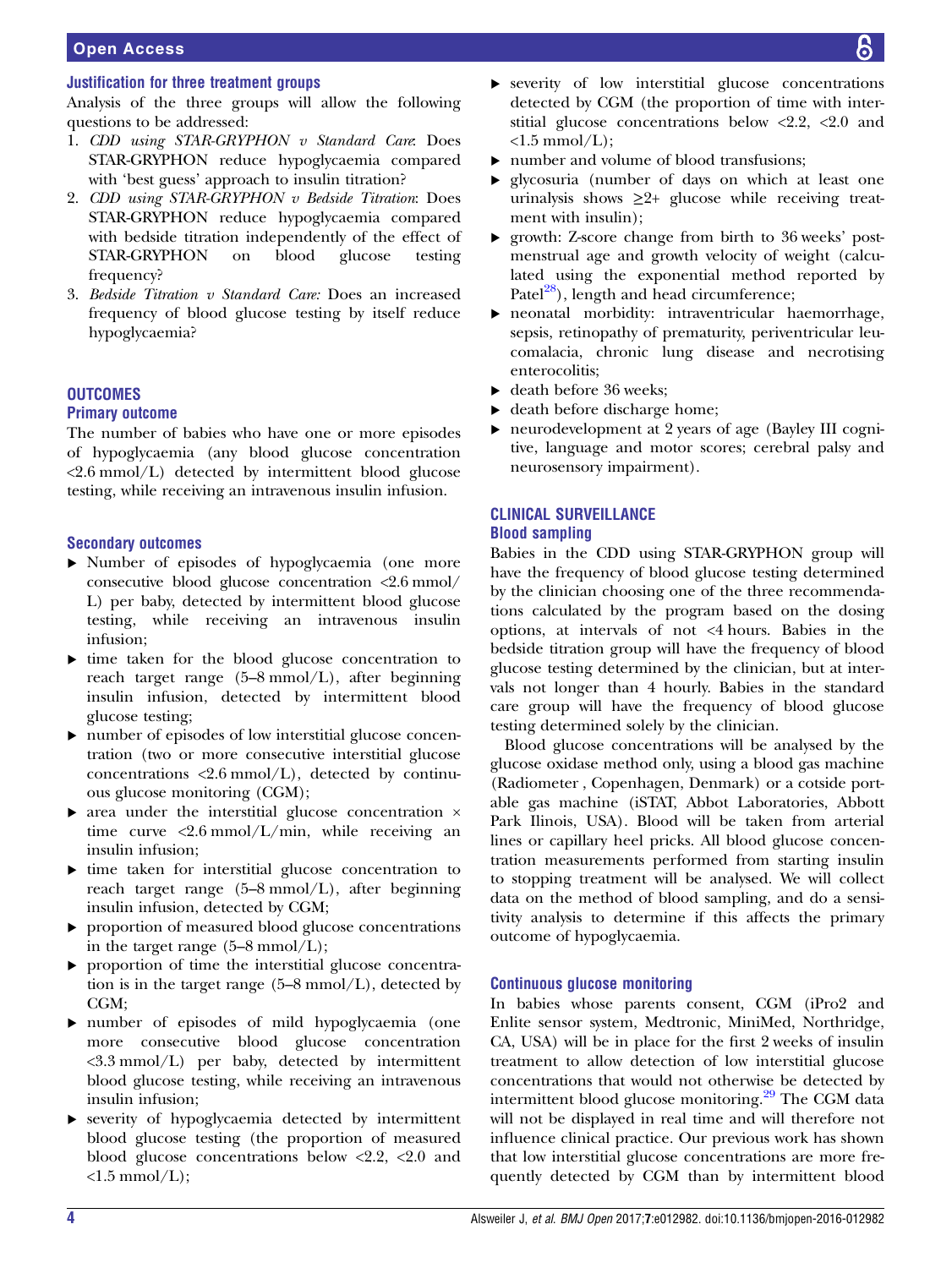### Justification for three treatment groups

Analysis of the three groups will allow the following questions to be addressed:

1. *CDD using STAR-GRYPHON v Standard Care*: Does STAR-GRYPHON reduce hypoglycaemia compared with 'best guess' approach to insulin titration?
2. *CDD using STAR-GRYPHON v Bedside Titration*: Does STAR-GRYPHON reduce hypoglycaemia compared with bedside titration independently of the effect of STAR-GRYPHON on blood glucose testing frequency?
3. *Bedside Titration v Standard Care:* Does an increased frequency of blood glucose testing by itself reduce hypoglycaemia?

## OUTCOMES

### Primary outcome

The number of babies who have one or more episodes of hypoglycaemia (any blood glucose concentration <2.6 mmol/L) detected by intermittent blood glucose testing, while receiving an intravenous insulin infusion.

### Secondary outcomes

- Number of episodes of hypoglycaemia (one more consecutive blood glucose concentration <2.6 mmol/L) per baby, detected by intermittent blood glucose testing, while receiving an intravenous insulin infusion;
- time taken for the blood glucose concentration to reach target range (5–8 mmol/L), after beginning insulin infusion, detected by intermittent blood glucose testing;
- number of episodes of low interstitial glucose concentration (two or more consecutive interstitial glucose concentrations <2.6 mmol/L), detected by continuous glucose monitoring (CGM);
- area under the interstitial glucose concentration × time curve <2.6 mmol/L/min, while receiving an insulin infusion;
- time taken for interstitial glucose concentration to reach target range (5–8 mmol/L), after beginning insulin infusion, detected by CGM;
- proportion of measured blood glucose concentrations in the target range (5–8 mmol/L);
- proportion of time the interstitial glucose concentration is in the target range (5–8 mmol/L), detected by CGM;
- number of episodes of mild hypoglycaemia (one more consecutive blood glucose concentration <3.3 mmol/L) per baby, detected by intermittent blood glucose testing, while receiving an intravenous insulin infusion;
- severity of hypoglycaemia detected by intermittent blood glucose testing (the proportion of measured blood glucose concentrations below <2.2, <2.0 and <1.5 mmol/L);
- severity of low interstitial glucose concentrations detected by CGM (the proportion of time with interstitial glucose concentrations below <2.2, <2.0 and <1.5 mmol/L);
- number and volume of blood transfusions;
- glycosuria (number of days on which at least one urinalysis shows ≥2+ glucose while receiving treatment with insulin);
- growth: Z-score change from birth to 36 weeks' postmenstrual age and growth velocity of weight (calculated using the exponential method reported by Patel[28]), length and head circumference;
- neonatal morbidity: intraventricular haemorrhage, sepsis, retinopathy of prematurity, periventricular leucomalacia, chronic lung disease and necrotising enterocolitis;
- death before 36 weeks;
- death before discharge home;
- neurodevelopment at 2 years of age (Bayley III cognitive, language and motor scores; cerebral palsy and neurosensory impairment).

## CLINICAL SURVEILLANCE

### Blood sampling

Babies in the CDD using STAR-GRYPHON group will have the frequency of blood glucose testing determined by the clinician choosing one of the three recommendations calculated by the program based on the dosing options, at intervals of not <4 hours. Babies in the bedside titration group will have the frequency of blood glucose testing determined by the clinician, but at intervals not longer than 4 hourly. Babies in the standard care group will have the frequency of blood glucose testing determined solely by the clinician.

Blood glucose concentrations will be analysed by the glucose oxidase method only, using a blood gas machine (Radiometer , Copenhagen, Denmark) or a cotside portable gas machine (iSTAT, Abbot Laboratories, Abbott Park Ilinois, USA). Blood will be taken from arterial lines or capillary heel pricks. All blood glucose concentration measurements performed from starting insulin to stopping treatment will be analysed. We will collect data on the method of blood sampling, and do a sensitivity analysis to determine if this affects the primary outcome of hypoglycaemia.

### Continuous glucose monitoring

In babies whose parents consent, CGM (iPro2 and Enlite sensor system, Medtronic, MiniMed, Northridge, CA, USA) will be in place for the first 2 weeks of insulin treatment to allow detection of low interstitial glucose concentrations that would not otherwise be detected by intermittent blood glucose monitoring.[29] The CGM data will not be displayed in real time and will therefore not influence clinical practice. Our previous work has shown that low interstitial glucose concentrations are more frequently detected by CGM than by intermittent blood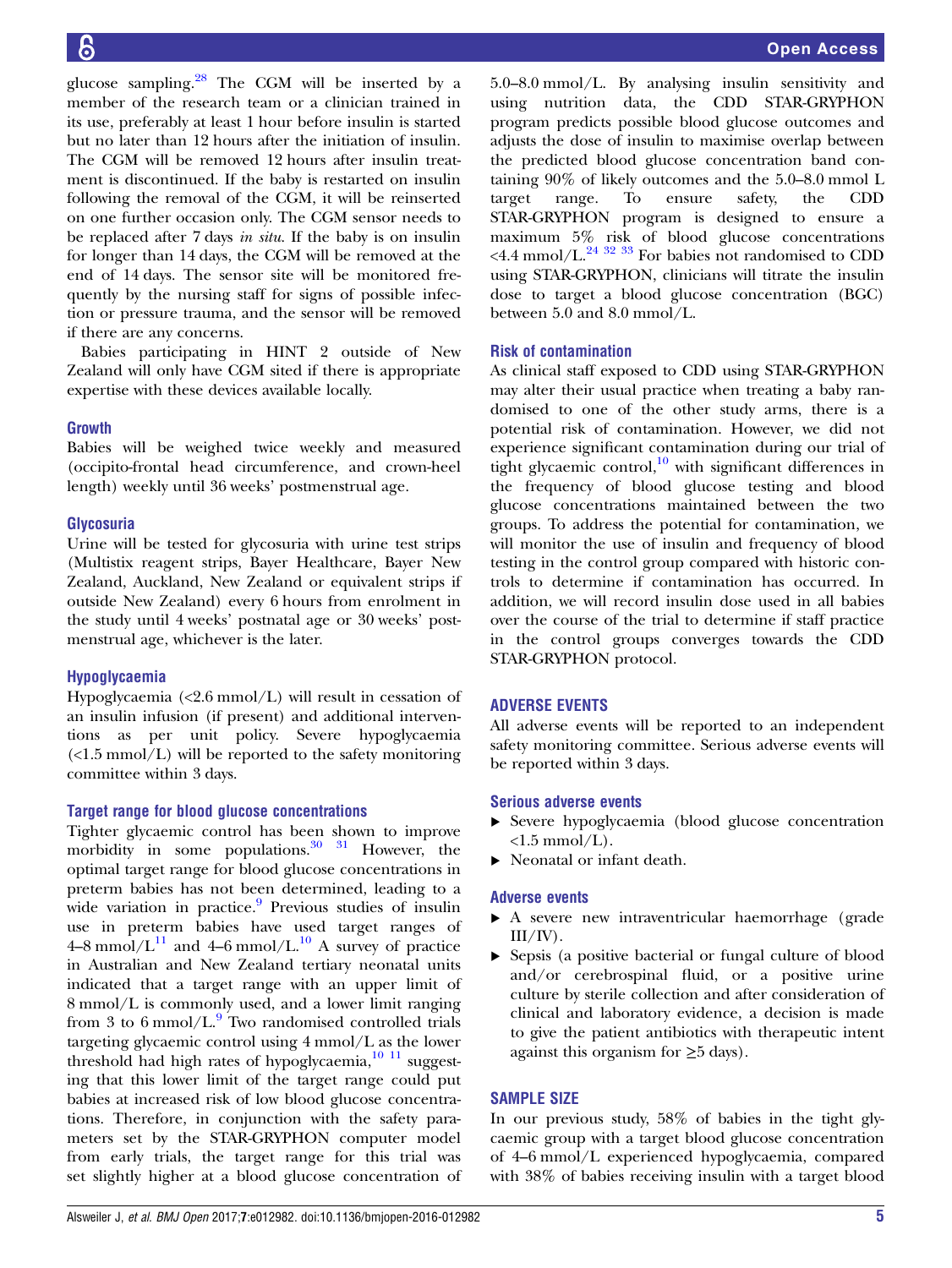glucose sampling.[28] The CGM will be inserted by a member of the research team or a clinician trained in its use, preferably at least 1 hour before insulin is started but no later than 12 hours after the initiation of insulin. The CGM will be removed 12 hours after insulin treatment is discontinued. If the baby is restarted on insulin following the removal of the CGM, it will be reinserted on one further occasion only. The CGM sensor needs to be replaced after 7 days *in situ*. If the baby is on insulin for longer than 14 days, the CGM will be removed at the end of 14 days. The sensor site will be monitored frequently by the nursing staff for signs of possible infection or pressure trauma, and the sensor will be removed if there are any concerns.

Babies participating in HINT 2 outside of New Zealand will only have CGM sited if there is appropriate expertise with these devices available locally.

### Growth

Babies will be weighed twice weekly and measured (occipito-frontal head circumference, and crown-heel length) weekly until 36 weeks' postmenstrual age.

### Glycosuria

Urine will be tested for glycosuria with urine test strips (Multistix reagent strips, Bayer Healthcare, Bayer New Zealand, Auckland, New Zealand or equivalent strips if outside New Zealand) every 6 hours from enrolment in the study until 4 weeks' postnatal age or 30 weeks' postmenstrual age, whichever is the later.

### Hypoglycaemia

Hypoglycaemia (<2.6 mmol/L) will result in cessation of an insulin infusion (if present) and additional interventions as per unit policy. Severe hypoglycaemia (<1.5 mmol/L) will be reported to the safety monitoring committee within 3 days.

### Target range for blood glucose concentrations

Tighter glycaemic control has been shown to improve morbidity in some populations.[30 31] However, the optimal target range for blood glucose concentrations in preterm babies has not been determined, leading to a wide variation in practice.[9] Previous studies of insulin use in preterm babies have used target ranges of 4–8 mmol/L[11] and 4–6 mmol/L.[10] A survey of practice in Australian and New Zealand tertiary neonatal units indicated that a target range with an upper limit of 8 mmol/L is commonly used, and a lower limit ranging from 3 to 6 mmol/L.[9] Two randomised controlled trials targeting glycaemic control using 4 mmol/L as the lower threshold had high rates of hypoglycaemia,[10 11] suggesting that this lower limit of the target range could put babies at increased risk of low blood glucose concentrations. Therefore, in conjunction with the safety parameters set by the STAR-GRYPHON computer model from early trials, the target range for this trial was set slightly higher at a blood glucose concentration of 5.0–8.0 mmol/L. By analysing insulin sensitivity and using nutrition data, the CDD STAR-GRYPHON program predicts possible blood glucose outcomes and adjusts the dose of insulin to maximise overlap between the predicted blood glucose concentration band containing 90% of likely outcomes and the 5.0–8.0 mmol L target range. To ensure safety, the CDD STAR-GRYPHON program is designed to ensure a maximum 5% risk of blood glucose concentrations <4.4 mmol/L.[24 32 33] For babies not randomised to CDD using STAR-GRYPHON, clinicians will titrate the insulin dose to target a blood glucose concentration (BGC) between 5.0 and 8.0 mmol/L.

### Risk of contamination

As clinical staff exposed to CDD using STAR-GRYPHON may alter their usual practice when treating a baby randomised to one of the other study arms, there is a potential risk of contamination. However, we did not experience significant contamination during our trial of tight glycaemic control,[10] with significant differences in the frequency of blood glucose testing and blood glucose concentrations maintained between the two groups. To address the potential for contamination, we will monitor the use of insulin and frequency of blood testing in the control group compared with historic controls to determine if contamination has occurred. In addition, we will record insulin dose used in all babies over the course of the trial to determine if staff practice in the control groups converges towards the CDD STAR-GRYPHON protocol.

## ADVERSE EVENTS

All adverse events will be reported to an independent safety monitoring committee. Serious adverse events will be reported within 3 days.

### Serious adverse events

- Severe hypoglycaemia (blood glucose concentration <1.5 mmol/L).
- Neonatal or infant death.

### Adverse events

- A severe new intraventricular haemorrhage (grade III/IV).
- Sepsis (a positive bacterial or fungal culture of blood and/or cerebrospinal fluid, or a positive urine culture by sterile collection and after consideration of clinical and laboratory evidence, a decision is made to give the patient antibiotics with therapeutic intent against this organism for ≥5 days).

## SAMPLE SIZE

In our previous study, 58% of babies in the tight glycaemic group with a target blood glucose concentration of 4–6 mmol/L experienced hypoglycaemia, compared with 38% of babies receiving insulin with a target blood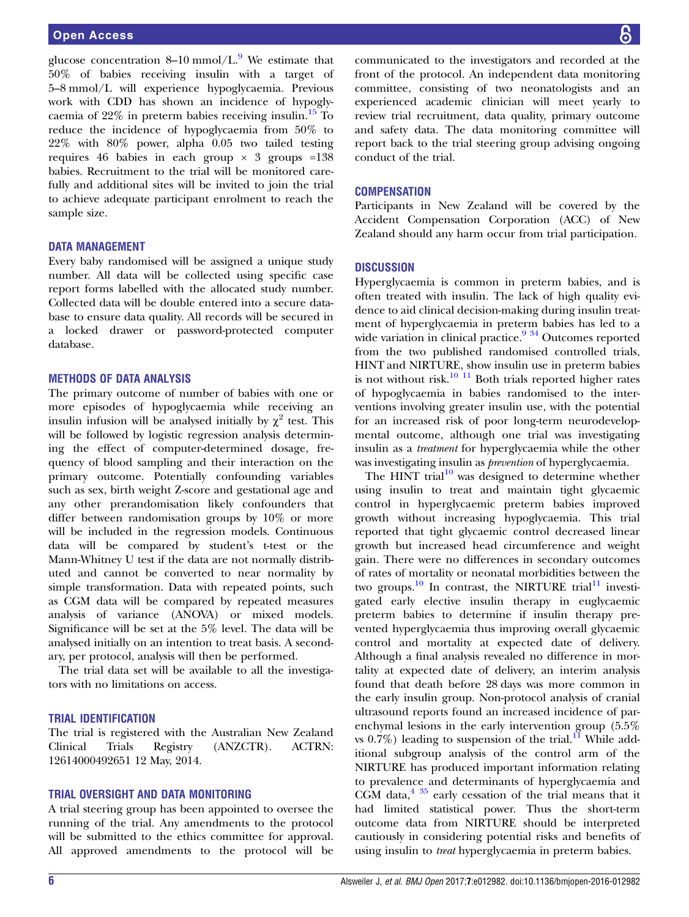glucose concentration 8–10 mmol/L.[9] We estimate that 50% of babies receiving insulin with a target of 5–8 mmol/L will experience hypoglycaemia. Previous work with CDD has shown an incidence of hypoglycaemia of 22% in preterm babies receiving insulin.[15] To reduce the incidence of hypoglycaemia from 50% to 22% with 80% power, alpha 0.05 two tailed testing requires 46 babies in each group × 3 groups =138 babies. Recruitment to the trial will be monitored carefully and additional sites will be invited to join the trial to achieve adequate participant enrolment to reach the sample size.

## DATA MANAGEMENT

Every baby randomised will be assigned a unique study number. All data will be collected using specific case report forms labelled with the allocated study number. Collected data will be double entered into a secure database to ensure data quality. All records will be secured in a locked drawer or password-protected computer database.

## METHODS OF DATA ANALYSIS

The primary outcome of number of babies with one or more episodes of hypoglycaemia while receiving an insulin infusion will be analysed initially by $\chi^2$ test. This will be followed by logistic regression analysis determining the effect of computer-determined dosage, frequency of blood sampling and their interaction on the primary outcome. Potentially confounding variables such as sex, birth weight Z-score and gestational age and any other prerandomisation likely confounders that differ between randomisation groups by 10% or more will be included in the regression models. Continuous data will be compared by student's t-test or the Mann-Whitney U test if the data are not normally distributed and cannot be converted to near normality by simple transformation. Data with repeated points, such as CGM data will be compared by repeated measures analysis of variance (ANOVA) or mixed models. Significance will be set at the 5% level. The data will be analysed initially on an intention to treat basis. A secondary, per protocol, analysis will then be performed.

The trial data set will be available to all the investigators with no limitations on access.

## TRIAL IDENTIFICATION

The trial is registered with the Australian New Zealand Clinical Trials Registry (ANZCTR). ACTRN: 12614000492651 12 May, 2014.

## TRIAL OVERSIGHT AND DATA MONITORING

A trial steering group has been appointed to oversee the running of the trial. Any amendments to the protocol will be submitted to the ethics committee for approval. All approved amendments to the protocol will be communicated to the investigators and recorded at the front of the protocol. An independent data monitoring committee, consisting of two neonatologists and an experienced academic clinician will meet yearly to review trial recruitment, data quality, primary outcome and safety data. The data monitoring committee will report back to the trial steering group advising ongoing conduct of the trial.

## COMPENSATION

Participants in New Zealand will be covered by the Accident Compensation Corporation (ACC) of New Zealand should any harm occur from trial participation.

## DISCUSSION

Hyperglycaemia is common in preterm babies, and is often treated with insulin. The lack of high quality evidence to aid clinical decision-making during insulin treatment of hyperglycaemia in preterm babies has led to a wide variation in clinical practice.[9,34] Outcomes reported from the two published randomised controlled trials, HINT and NIRTURE, show insulin use in preterm babies is not without risk.[10,11] Both trials reported higher rates of hypoglycaemia in babies randomised to the interventions involving greater insulin use, with the potential for an increased risk of poor long-term neurodevelopmental outcome, although one trial was investigating insulin as a *treatment* for hyperglycaemia while the other was investigating insulin as *prevention* of hyperglycaemia.

The HINT trial[10] was designed to determine whether using insulin to treat and maintain tight glycaemic control in hyperglycaemic preterm babies improved growth without increasing hypoglycaemia. This trial reported that tight glycaemic control decreased linear growth but increased head circumference and weight gain. There were no differences in secondary outcomes of rates of mortality or neonatal morbidities between the two groups.[10] In contrast, the NIRTURE trial[11] investigated early elective insulin therapy in euglycaemic preterm babies to determine if insulin therapy prevented hyperglycaemia thus improving overall glycaemic control and mortality at expected date of delivery. Although a final analysis revealed no difference in mortality at expected date of delivery, an interim analysis found that death before 28 days was more common in the early insulin group. Non-protocol analysis of cranial ultrasound reports found an increased incidence of parenchymal lesions in the early intervention group (5.5% vs 0.7%) leading to suspension of the trial.[11] While additional subgroup analysis of the control arm of the NIRTURE has produced important information relating to prevalence and determinants of hyperglycaemia and CGM data,[4,35] early cessation of the trial means that it had limited statistical power. Thus the short-term outcome data from NIRTURE should be interpreted cautiously in considering potential risks and benefits of using insulin to *treat* hyperglycaemia in preterm babies.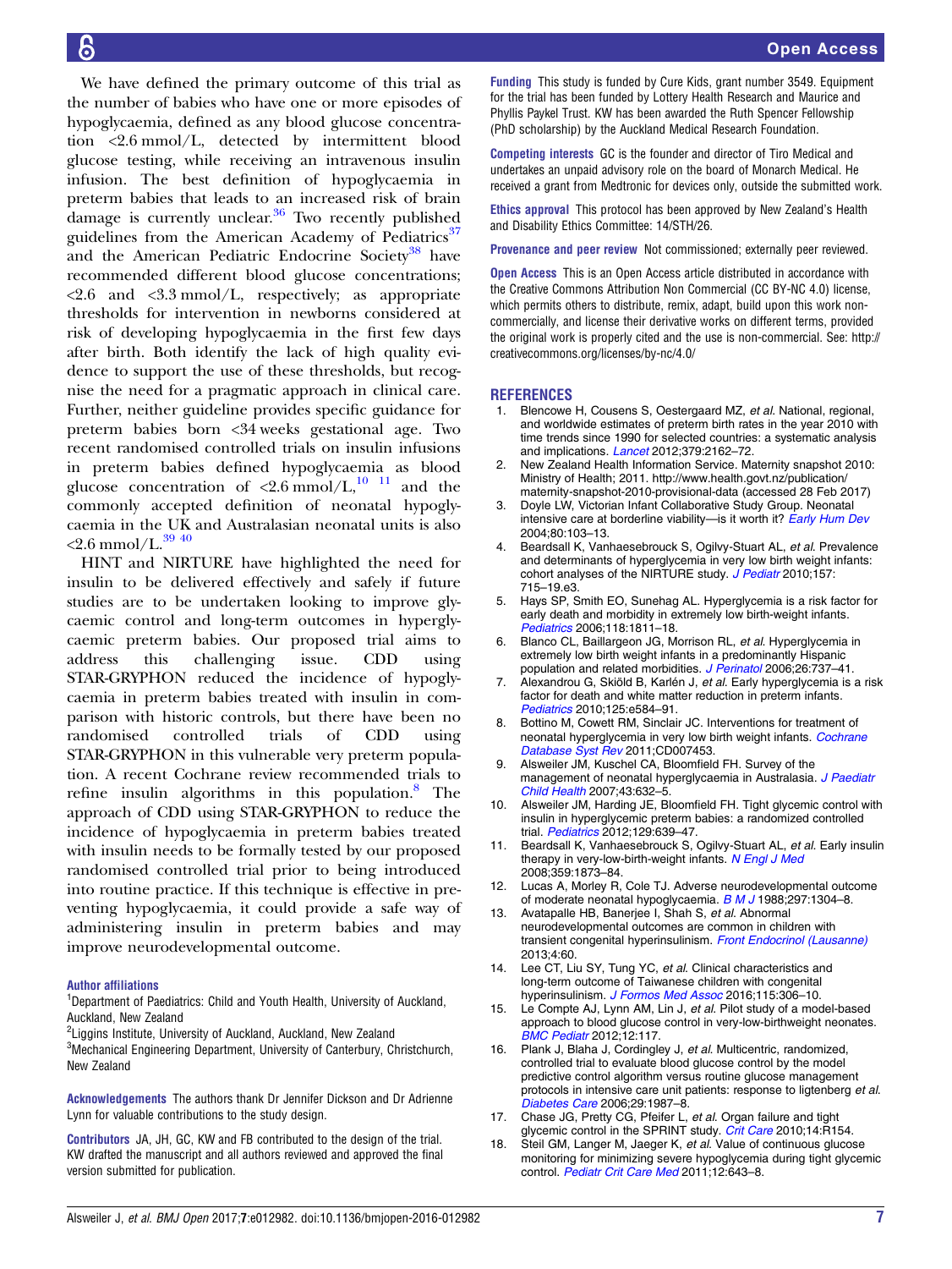We have defined the primary outcome of this trial as the number of babies who have one or more episodes of hypoglycaemia, defined as any blood glucose concentration <2.6 mmol/L, detected by intermittent blood glucose testing, while receiving an intravenous insulin infusion. The best definition of hypoglycaemia in preterm babies that leads to an increased risk of brain damage is currently unclear.[36] Two recently published guidelines from the American Academy of Pediatrics[37] and the American Pediatric Endocrine Society[38] have recommended different blood glucose concentrations; <2.6 and <3.3 mmol/L, respectively; as appropriate thresholds for intervention in newborns considered at risk of developing hypoglycaemia in the first few days after birth. Both identify the lack of high quality evidence to support the use of these thresholds, but recognise the need for a pragmatic approach in clinical care. Further, neither guideline provides specific guidance for preterm babies born <34 weeks gestational age. Two recent randomised controlled trials on insulin infusions in preterm babies defined hypoglycaemia as blood glucose concentration of <2.6 mmol/L,[10 11] and the commonly accepted definition of neonatal hypoglycaemia in the UK and Australasian neonatal units is also <2.6 mmol/L.[39 40]

HINT and NIRTURE have highlighted the need for insulin to be delivered effectively and safely if future studies are to be undertaken looking to improve glycaemic control and long-term outcomes in hyperglycaemic preterm babies. Our proposed trial aims to address this challenging issue. CDD using STAR-GRYPHON reduced the incidence of hypoglycaemia in preterm babies treated with insulin in comparison with historic controls, but there have been no randomised controlled trials of CDD using STAR-GRYPHON in this vulnerable very preterm population. A recent Cochrane review recommended trials to refine insulin algorithms in this population.[8] The approach of CDD using STAR-GRYPHON to reduce the incidence of hypoglycaemia in preterm babies treated with insulin needs to be formally tested by our proposed randomised controlled trial prior to being introduced into routine practice. If this technique is effective in preventing hypoglycaemia, it could provide a safe way of administering insulin in preterm babies and may improve neurodevelopmental outcome.

**Author affiliations**
[1]Department of Paediatrics: Child and Youth Health, University of Auckland, Auckland, New Zealand
[2]Liggins Institute, University of Auckland, Auckland, New Zealand
[3]Mechanical Engineering Department, University of Canterbury, Christchurch, New Zealand

**Acknowledgements** The authors thank Dr Jennifer Dickson and Dr Adrienne Lynn for valuable contributions to the study design.

**Contributors** JA, JH, GC, KW and FB contributed to the design of the trial. KW drafted the manuscript and all authors reviewed and approved the final version submitted for publication.

**Funding** This study is funded by Cure Kids, grant number 3549. Equipment for the trial has been funded by Lottery Health Research and Maurice and Phyllis Paykel Trust. KW has been awarded the Ruth Spencer Fellowship (PhD scholarship) by the Auckland Medical Research Foundation.

**Competing interests** GC is the founder and director of Tiro Medical and undertakes an unpaid advisory role on the board of Monarch Medical. He received a grant from Medtronic for devices only, outside the submitted work.

**Ethics approval** This protocol has been approved by New Zealand's Health and Disability Ethics Committee: 14/STH/26.

**Provenance and peer review** Not commissioned; externally peer reviewed.

**Open Access** This is an Open Access article distributed in accordance with the Creative Commons Attribution Non Commercial (CC BY-NC 4.0) license, which permits others to distribute, remix, adapt, build upon this work non-commercially, and license their derivative works on different terms, provided the original work is properly cited and the use is non-commercial. See: http://creativecommons.org/licenses/by-nc/4.0/

## REFERENCES

1. Blencowe H, Cousens S, Oestergaard MZ, *et al*. National, regional, and worldwide estimates of preterm birth rates in the year 2010 with time trends since 1990 for selected countries: a systematic analysis and implications. *Lancet* 2012;379:2162–72.
2. New Zealand Health Information Service. Maternity snapshot 2010: Ministry of Health; 2011. http://www.health.govt.nz/publication/maternity-snapshot-2010-provisional-data (accessed 28 Feb 2017)
3. Doyle LW, Victorian Infant Collaborative Study Group. Neonatal intensive care at borderline viability—is it worth it? *Early Hum Dev* 2004;80:103–13.
4. Beardsall K, Vanhaesebrouck S, Ogilvy-Stuart AL, *et al*. Prevalence and determinants of hyperglycemia in very low birth weight infants: cohort analyses of the NIRTURE study. *J Pediatr* 2010;157:715–19.e3.
5. Hays SP, Smith EO, Sunehag AL. Hyperglycemia is a risk factor for early death and morbidity in extremely low birth-weight infants. *Pediatrics* 2006;118:1811–18.
6. Blanco CL, Baillargeon JG, Morrison RL, *et al*. Hyperglycemia in extremely low birth weight infants in a predominantly Hispanic population and related morbidities. *J Perinatol* 2006;26:737–41.
7. Alexandrou G, Skiöld B, Karlén J, *et al*. Early hyperglycemia is a risk factor for death and white matter reduction in preterm infants. *Pediatrics* 2010;125:e584–91.
8. Bottino M, Cowett RM, Sinclair JC. Interventions for treatment of neonatal hyperglycemia in very low birth weight infants. *Cochrane Database Syst Rev* 2011;CD007453.
9. Alsweiler JM, Kuschel CA, Bloomfield FH. Survey of the management of neonatal hyperglycaemia in Australasia. *J Paediatr Child Health* 2007;43:632–5.
10. Alsweiler JM, Harding JE, Bloomfield FH. Tight glycemic control with insulin in hyperglycemic preterm babies: a randomized controlled trial. *Pediatrics* 2012;129:639–47.
11. Beardsall K, Vanhaesebrouck S, Ogilvy-Stuart AL, *et al*. Early insulin therapy in very-low-birth-weight infants. *N Engl J Med* 2008;359:1873–84.
12. Lucas A, Morley R, Cole TJ. Adverse neurodevelopmental outcome of moderate neonatal hypoglycaemia. *B M J* 1988;297:1304–8.
13. Avatapalle HB, Banerjee I, Shah S, *et al*. Abnormal neurodevelopmental outcomes are common in children with transient congenital hyperinsulinism. *Front Endocrinol (Lausanne)* 2013;4:60.
14. Lee CT, Liu SY, Tung YC, *et al*. Clinical characteristics and long-term outcome of Taiwanese children with congenital hyperinsulinism. *J Formos Med Assoc* 2016;115:306–10.
15. Le Compte AJ, Lynn AM, Lin J, *et al*. Pilot study of a model-based approach to blood glucose control in very-low-birthweight neonates. *BMC Pediatr* 2012;12:117.
16. Plank J, Blaha J, Cordingley J, *et al*. Multicentric, randomized, controlled trial to evaluate blood glucose control by the model predictive control algorithm versus routine glucose management protocols in intensive care unit patients: response to ligtenberg *et al*. *Diabetes Care* 2006;29:1987–8.
17. Chase JG, Pretty CG, Pfeifer L, *et al*. Organ failure and tight glycemic control in the SPRINT study. *Crit Care* 2010;14:R154.
18. Steil GM, Langer M, Jaeger K, *et al*. Value of continuous glucose monitoring for minimizing severe hypoglycemia during tight glycemic control. *Pediatr Crit Care Med* 2011;12:643–8.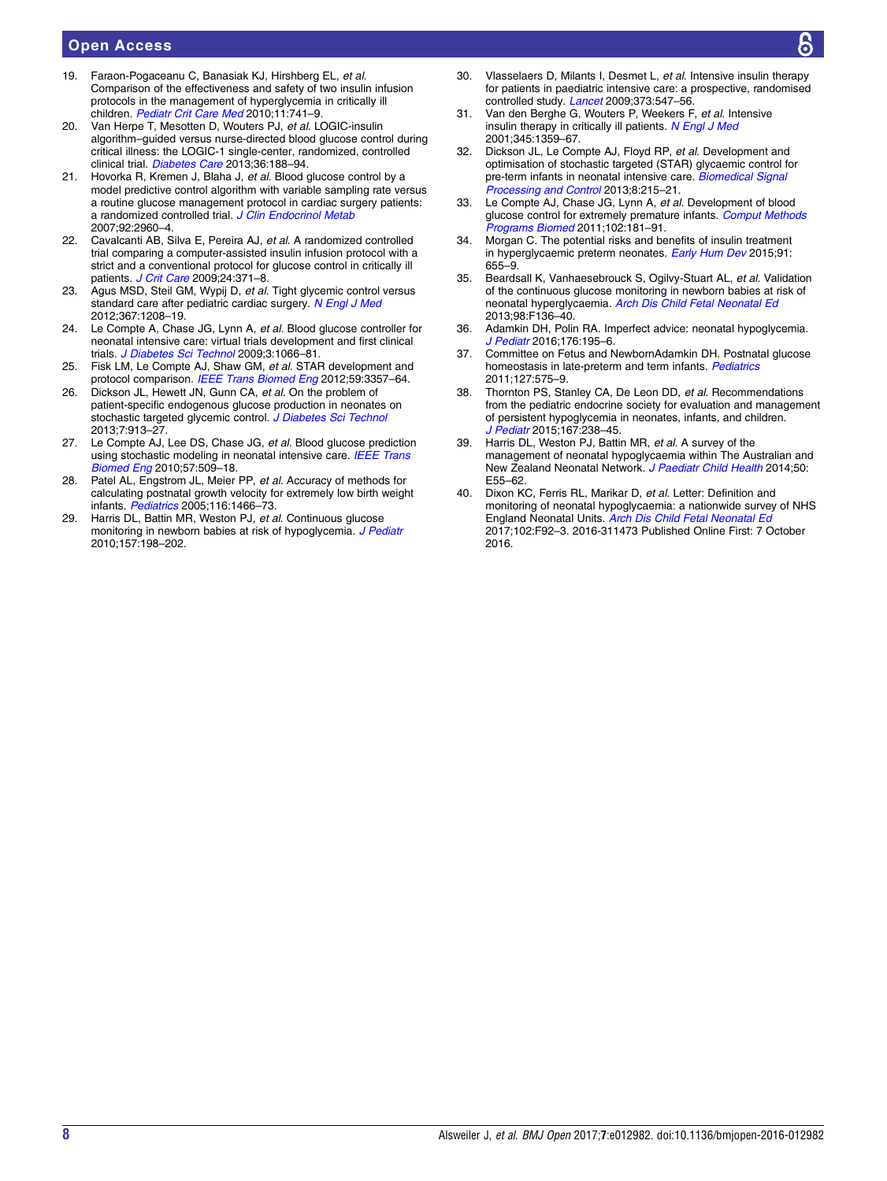19. Faraon-Pogaceanu C, Banasiak KJ, Hirshberg EL, *et al.* Comparison of the effectiveness and safety of two insulin infusion protocols in the management of hyperglycemia in critically ill children. *Pediatr Crit Care Med* 2010;11:741–9.
20. Van Herpe T, Mesotten D, Wouters PJ, *et al.* LOGIC-insulin algorithm–guided versus nurse-directed blood glucose control during critical illness: the LOGIC-1 single-center, randomized, controlled clinical trial. *Diabetes Care* 2013;36:188–94.
21. Hovorka R, Kremen J, Blaha J, *et al.* Blood glucose control by a model predictive control algorithm with variable sampling rate versus a routine glucose management protocol in cardiac surgery patients: a randomized controlled trial. *J Clin Endocrinol Metab* 2007;92:2960–4.
22. Cavalcanti AB, Silva E, Pereira AJ, *et al.* A randomized controlled trial comparing a computer-assisted insulin infusion protocol with a strict and a conventional protocol for glucose control in critically ill patients. *J Crit Care* 2009;24:371–8.
23. Agus MSD, Steil GM, Wypij D, *et al.* Tight glycemic control versus standard care after pediatric cardiac surgery. *N Engl J Med* 2012;367:1208–19.
24. Le Compte A, Chase JG, Lynn A, *et al.* Blood glucose controller for neonatal intensive care: virtual trials development and first clinical trials. *J Diabetes Sci Technol* 2009;3:1066–81.
25. Fisk LM, Le Compte AJ, Shaw GM, *et al.* STAR development and protocol comparison. *IEEE Trans Biomed Eng* 2012;59:3357–64.
26. Dickson JL, Hewett JN, Gunn CA, *et al.* On the problem of patient-specific endogenous glucose production in neonates on stochastic targeted glycemic control. *J Diabetes Sci Technol* 2013;7:913–27.
27. Le Compte AJ, Lee DS, Chase JG, *et al.* Blood glucose prediction using stochastic modeling in neonatal intensive care. *IEEE Trans Biomed Eng* 2010;57:509–18.
28. Patel AL, Engstrom JL, Meier PP, *et al.* Accuracy of methods for calculating postnatal growth velocity for extremely low birth weight infants. *Pediatrics* 2005;116:1466–73.
29. Harris DL, Battin MR, Weston PJ, *et al.* Continuous glucose monitoring in newborn babies at risk of hypoglycemia. *J Pediatr* 2010;157:198–202.
30. Vlasselaers D, Milants I, Desmet L, *et al.* Intensive insulin therapy for patients in paediatric intensive care: a prospective, randomised controlled study. *Lancet* 2009;373:547–56.
31. Van den Berghe G, Wouters P, Weekers F, *et al.* Intensive insulin therapy in critically ill patients. *N Engl J Med* 2001;345:1359–67.
32. Dickson JL, Le Compte AJ, Floyd RP, *et al.* Development and optimisation of stochastic targeted (STAR) glycaemic control for pre-term infants in neonatal intensive care. *Biomedical Signal Processing and Control* 2013;8:215–21.
33. Le Compte AJ, Chase JG, Lynn A, *et al.* Development of blood glucose control for extremely premature infants. *Comput Methods Programs Biomed* 2011;102:181–91.
34. Morgan C. The potential risks and benefits of insulin treatment in hyperglycaemic preterm neonates. *Early Hum Dev* 2015;91: 655–9.
35. Beardsall K, Vanhaesebrouck S, Ogilvy-Stuart AL, *et al.* Validation of the continuous glucose monitoring in newborn babies at risk of neonatal hyperglycaemia. *Arch Dis Child Fetal Neonatal Ed* 2013;98:F136–40.
36. Adamkin DH, Polin RA. Imperfect advice: neonatal hypoglycemia. *J Pediatr* 2016;176:195–6.
37. Committee on Fetus and NewbornAdamkin DH. Postnatal glucose homeostasis in late-preterm and term infants. *Pediatrics* 2011;127:575–9.
38. Thornton PS, Stanley CA, De Leon DD, *et al.* Recommendations from the pediatric endocrine society for evaluation and management of persistent hypoglycemia in neonates, infants, and children. *J Pediatr* 2015;167:238–45.
39. Harris DL, Weston PJ, Battin MR, *et al.* A survey of the management of neonatal hypoglycaemia within The Australian and New Zealand Neonatal Network. *J Paediatr Child Health* 2014;50: E55–62.
40. Dixon KC, Ferris RL, Marikar D, *et al.* Letter: Definition and monitoring of neonatal hypoglycaemia: a nationwide survey of NHS England Neonatal Units. *Arch Dis Child Fetal Neonatal Ed* 2017;102:F92–3. 2016-311473 Published Online First: 7 October 2016.